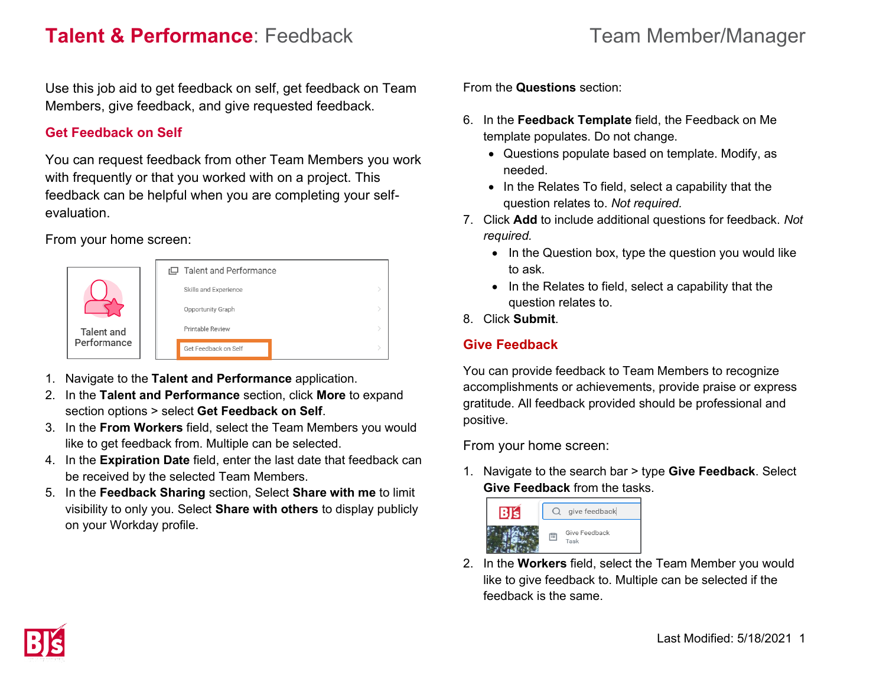# **Talent & Performance**: Feedback

Team Member/Manager

Use this job aid to get feedback on self, get feedback on Team Members, give feedback, and give requested feedback.

## Get Feedback on Self

You can request feedback from other Team Members you work with frequently or that you worked with on a project. This feedback can be helpful when you are completing your self-evaluation.

From your home screen:

1. Navigate to the **Talent and Performance** application.
2. In the **Talent and Performance** section, click **More** to expand section options > select **Get Feedback on Self**.
3. In the **From Workers** field, select the Team Members you would like to get feedback from. Multiple can be selected.
4. In the **Expiration Date** field, enter the last date that feedback can be received by the selected Team Members.
5. In the **Feedback Sharing** section, Select **Share with me** to limit visibility to only you. Select **Share with others** to display publicly on your Workday profile.

From the **Questions** section:

6. In the **Feedback Template** field, the Feedback on Me template populates. Do not change.
   - Questions populate based on template. Modify, as needed.
   - In the Relates To field, select a capability that the question relates to. *Not required.*
7. Click **Add** to include additional questions for feedback. *Not required.*
   - In the Question box, type the question you would like to ask.
   - In the Relates to field, select a capability that the question relates to.
8. Click **Submit**.

## Give Feedback

You can provide feedback to Team Members to recognize accomplishments or achievements, provide praise or express gratitude. All feedback provided should be professional and positive.

From your home screen:

1. Navigate to the search bar > type **Give Feedback**. Select **Give Feedback** from the tasks.
2. In the **Workers** field, select the Team Member you would like to give feedback to. Multiple can be selected if the feedback is the same.

Last Modified: 5/18/2021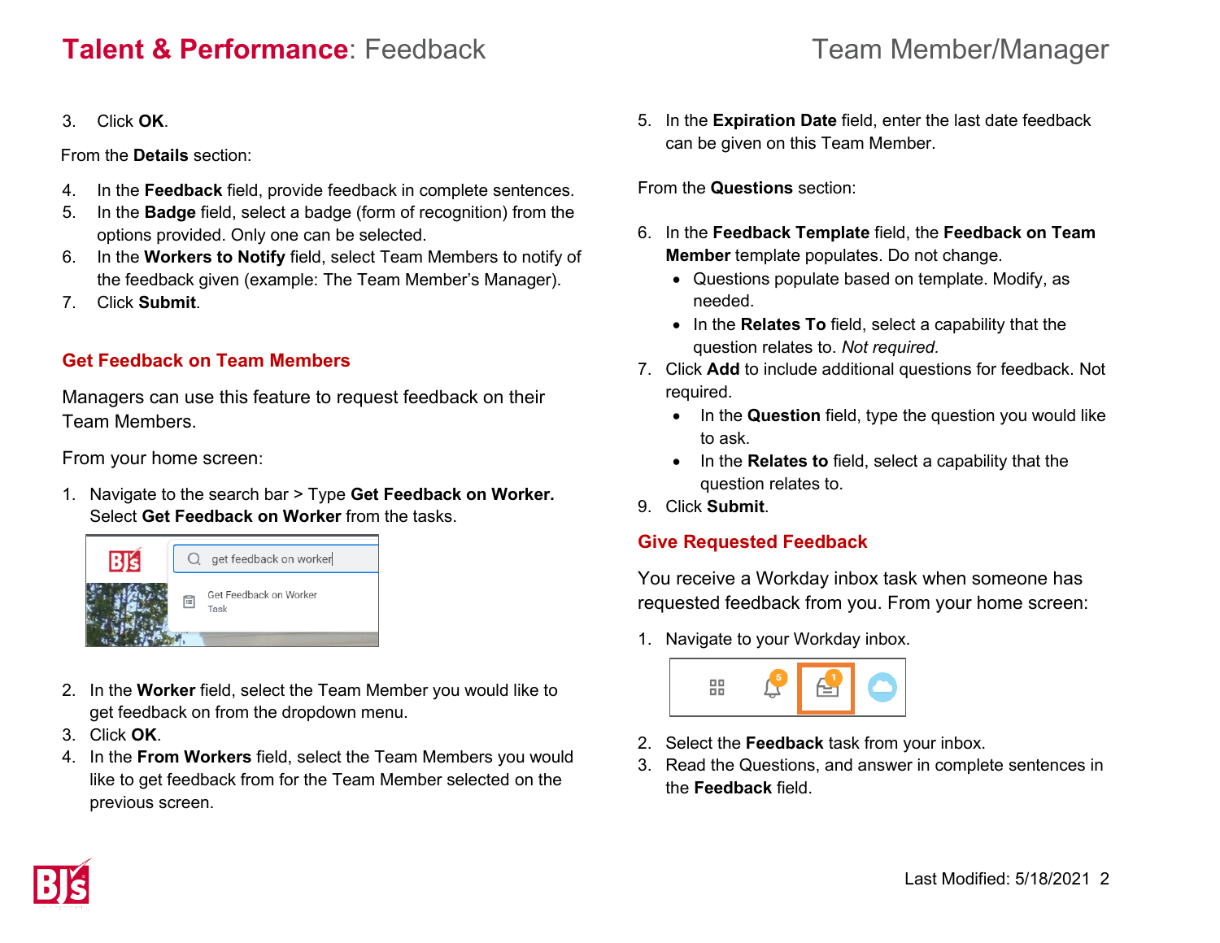3. Click **OK**.

From the **Details** section:

4. In the **Feedback** field, provide feedback in complete sentences.
5. In the **Badge** field, select a badge (form of recognition) from the options provided. Only one can be selected.
6. In the **Workers to Notify** field, select Team Members to notify of the feedback given (example: The Team Member's Manager).
7. Click **Submit**.

## Get Feedback on Team Members

Managers can use this feature to request feedback on their Team Members.

From your home screen:

1. Navigate to the search bar > Type **Get Feedback on Worker.** Select **Get Feedback on Worker** from the tasks.
2. In the **Worker** field, select the Team Member you would like to get feedback on from the dropdown menu.
3. Click **OK**.
4. In the **From Workers** field, select the Team Members you would like to get feedback from for the Team Member selected on the previous screen.
5. In the **Expiration Date** field, enter the last date feedback can be given on this Team Member.

From the **Questions** section:

6. In the **Feedback Template** field, the **Feedback on Team Member** template populates. Do not change.
   - Questions populate based on template. Modify, as needed.
   - In the **Relates To** field, select a capability that the question relates to. *Not required.*
7. Click **Add** to include additional questions for feedback. Not required.
   - In the **Question** field, type the question you would like to ask.
   - In the **Relates to** field, select a capability that the question relates to.
9. Click **Submit**.

## Give Requested Feedback

You receive a Workday inbox task when someone has requested feedback from you. From your home screen:

1. Navigate to your Workday inbox.
2. Select the **Feedback** task from your inbox.
3. Read the Questions, and answer in complete sentences in the **Feedback** field.

Last Modified: 5/18/2021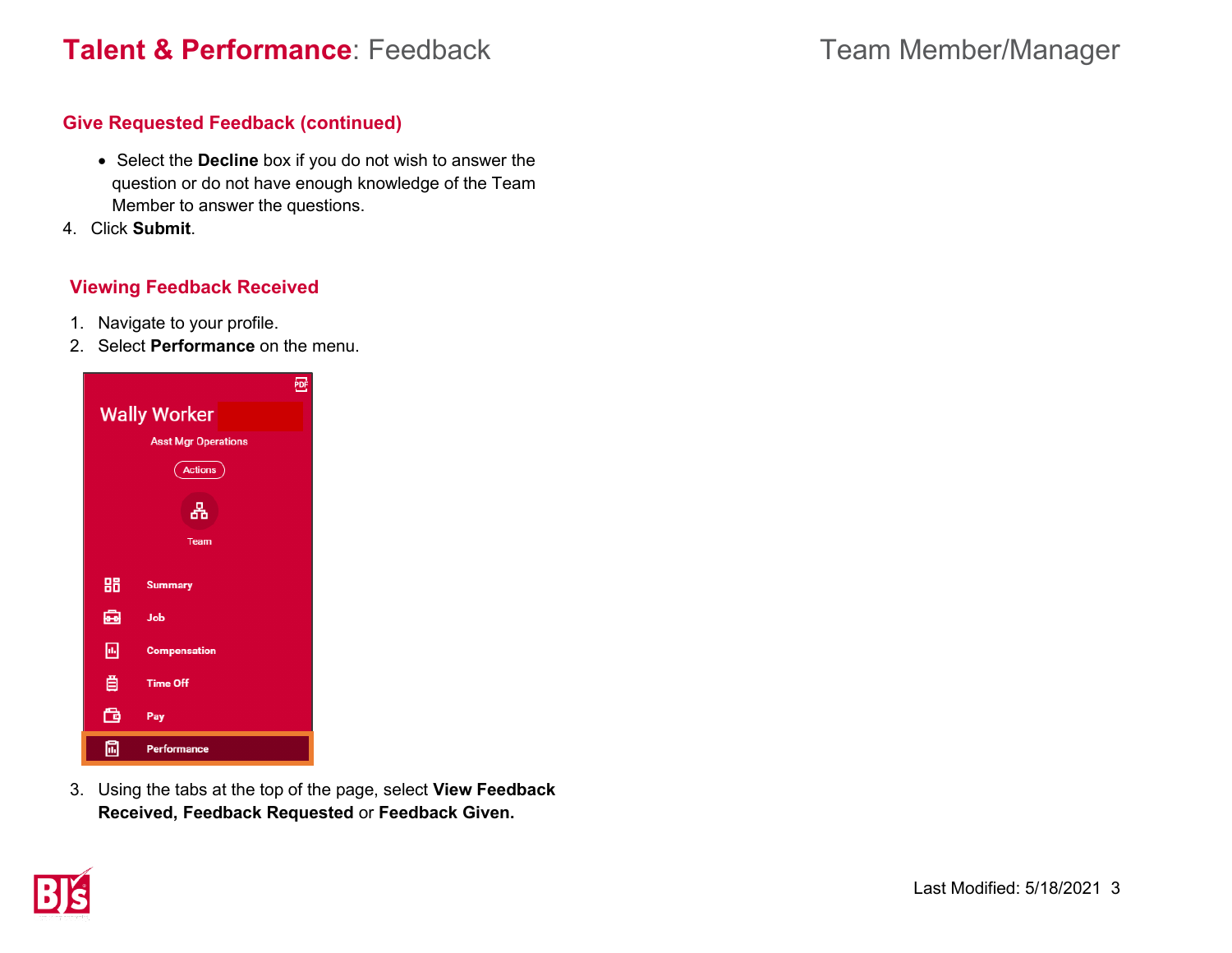### Give Requested Feedback (continued)

- Select the **Decline** box if you do not wish to answer the question or do not have enough knowledge of the Team Member to answer the questions.

4. Click **Submit**.

### Viewing Feedback Received

1. Navigate to your profile.
2. Select **Performance** on the menu.

3. Using the tabs at the top of the page, select **View Feedback Received, Feedback Requested** or **Feedback Given.**